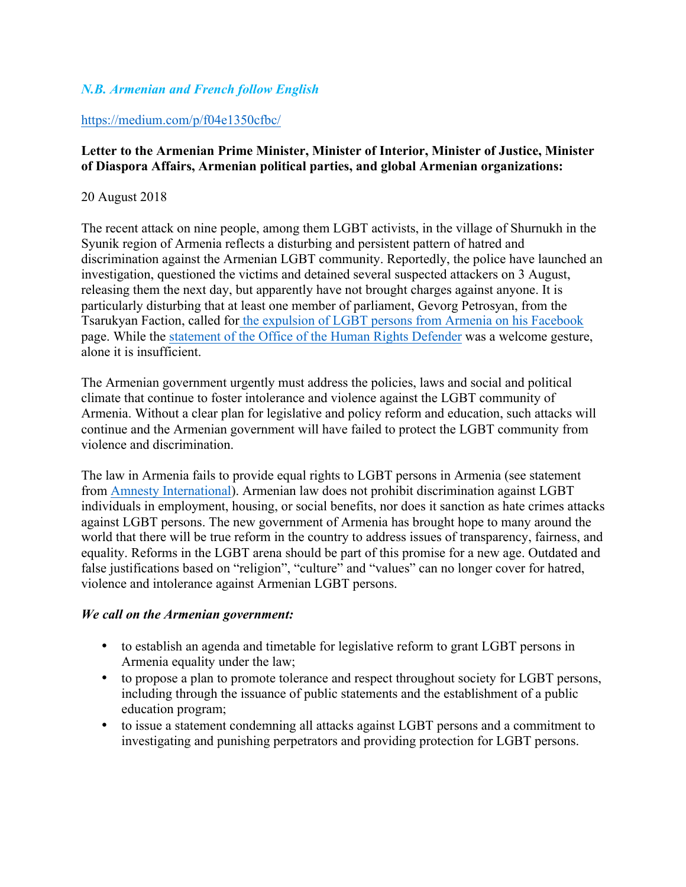*N.B. Armenian and French follow English*

https://medium.com/p/f04e1350cfbc/

**Letter to the Armenian Prime Minister, Minister of Interior, Minister of Justice, Minister of Diaspora Affairs, Armenian political parties, and global Armenian organizations:**

20 August 2018

The recent attack on nine people, among them LGBT activists, in the village of Shurnukh in the Syunik region of Armenia reflects a disturbing and persistent pattern of hatred and discrimination against the Armenian LGBT community. Reportedly, the police have launched an investigation, questioned the victims and detained several suspected attackers on 3 August, releasing them the next day, but apparently have not brought charges against anyone. It is particularly disturbing that at least one member of parliament, Gevorg Petrosyan, from the Tsarukyan Faction, called for the expulsion of LGBT persons from Armenia on his Facebook page. While the statement of the Office of the Human Rights Defender was a welcome gesture, alone it is insufficient.

The Armenian government urgently must address the policies, laws and social and political climate that continue to foster intolerance and violence against the LGBT community of Armenia. Without a clear plan for legislative and policy reform and education, such attacks will continue and the Armenian government will have failed to protect the LGBT community from violence and discrimination.

The law in Armenia fails to provide equal rights to LGBT persons in Armenia (see statement from Amnesty International). Armenian law does not prohibit discrimination against LGBT individuals in employment, housing, or social benefits, nor does it sanction as hate crimes attacks against LGBT persons. The new government of Armenia has brought hope to many around the world that there will be true reform in the country to address issues of transparency, fairness, and equality. Reforms in the LGBT arena should be part of this promise for a new age. Outdated and false justifications based on "religion", "culture" and "values" can no longer cover for hatred, violence and intolerance against Armenian LGBT persons.

***We call on the Armenian government:***

- to establish an agenda and timetable for legislative reform to grant LGBT persons in Armenia equality under the law;
- to propose a plan to promote tolerance and respect throughout society for LGBT persons, including through the issuance of public statements and the establishment of a public education program;
- to issue a statement condemning all attacks against LGBT persons and a commitment to investigating and punishing perpetrators and providing protection for LGBT persons.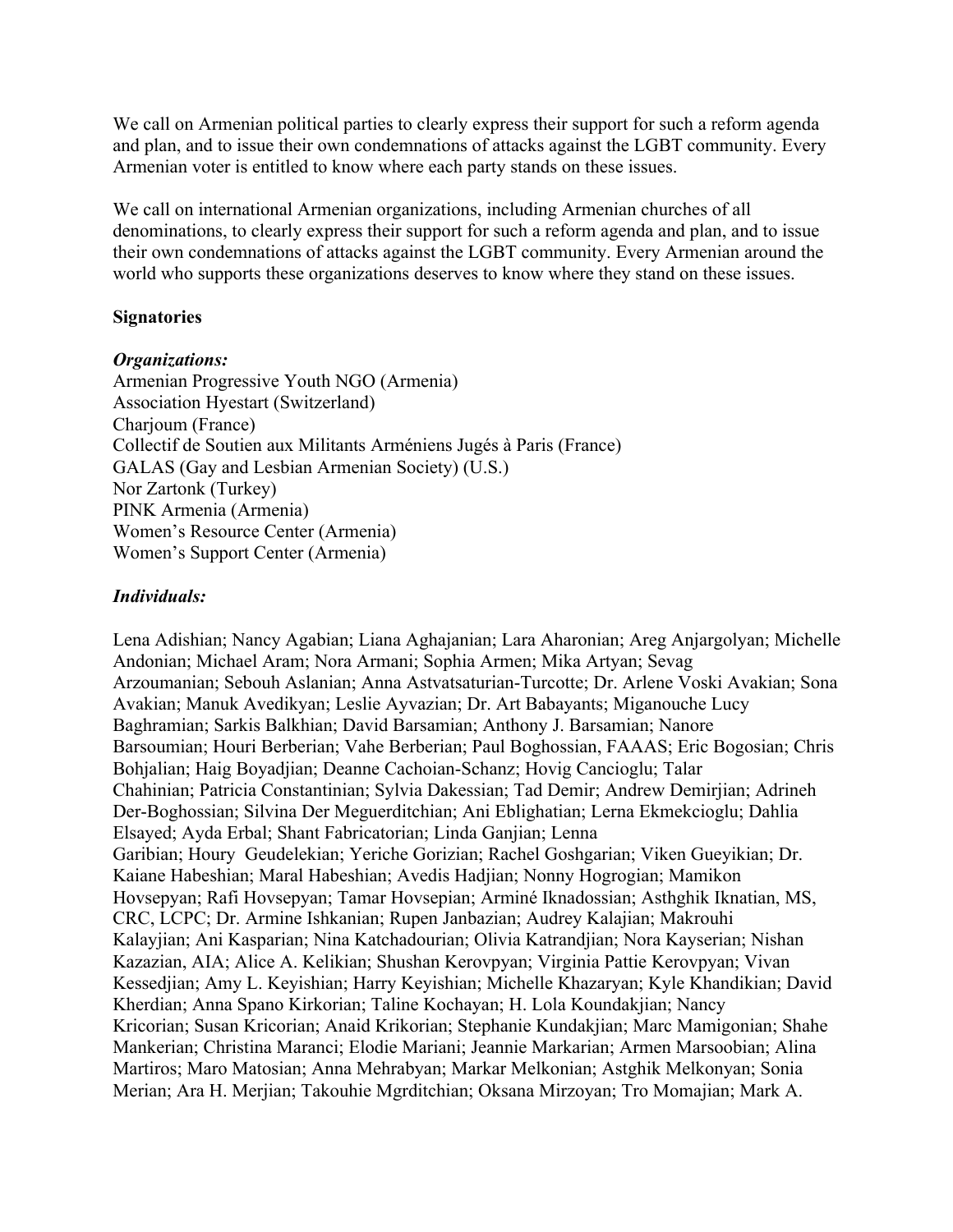We call on Armenian political parties to clearly express their support for such a reform agenda and plan, and to issue their own condemnations of attacks against the LGBT community. Every Armenian voter is entitled to know where each party stands on these issues.

We call on international Armenian organizations, including Armenian churches of all denominations, to clearly express their support for such a reform agenda and plan, and to issue their own condemnations of attacks against the LGBT community. Every Armenian around the world who supports these organizations deserves to know where they stand on these issues.

**Signatories**

***Organizations:***

Armenian Progressive Youth NGO (Armenia)
Association Hyestart (Switzerland)
Charjoum (France)
Collectif de Soutien aux Militants Arméniens Jugés à Paris (France)
GALAS (Gay and Lesbian Armenian Society) (U.S.)
Nor Zartonk (Turkey)
PINK Armenia (Armenia)
Women's Resource Center (Armenia)
Women's Support Center (Armenia)

***Individuals:***

Lena Adishian; Nancy Agabian; Liana Aghajanian; Lara Aharonian; Areg Anjargolyan; Michelle Andonian; Michael Aram; Nora Armani; Sophia Armen; Mika Artyan; Sevag Arzoumanian; Sebouh Aslanian; Anna Astvatsaturian-Turcotte; Dr. Arlene Voski Avakian; Sona Avakian; Manuk Avedikyan; Leslie Ayvazian; Dr. Art Babayants; Miganouche Lucy Baghramian; Sarkis Balkhian; David Barsamian; Anthony J. Barsamian; Nanore Barsoumian; Houri Berberian; Vahe Berberian; Paul Boghossian, FAAAS; Eric Bogosian; Chris Bohjalian; Haig Boyadjian; Deanne Cachoian-Schanz; Hovig Cancioglu; Talar Chahinian; Patricia Constantinian; Sylvia Dakessian; Tad Demir; Andrew Demirjian; Adrineh Der-Boghossian; Silvina Der Meguerditchian; Ani Eblighatian; Lerna Ekmekcioglu; Dahlia Elsayed; Ayda Erbal; Shant Fabricatorian; Linda Ganjian; Lenna Garibian; Houry Geudelekian; Yeriche Gorizian; Rachel Goshgarian; Viken Gueyikian; Dr. Kaiane Habeshian; Maral Habeshian; Avedis Hadjian; Nonny Hogrogian; Mamikon Hovsepyan; Rafi Hovsepyan; Tamar Hovsepian; Arminé Iknadossian; Asthghik Iknatian, MS, CRC, LCPC; Dr. Armine Ishkanian; Rupen Janbazian; Audrey Kalajian; Makrouhi Kalayjian; Ani Kasparian; Nina Katchadourian; Olivia Katrandjian; Nora Kayserian; Nishan Kazazian, AIA; Alice A. Kelikian; Shushan Kerovpyan; Virginia Pattie Kerovpyan; Vivan Kessedjian; Amy L. Keyishian; Harry Keyishian; Michelle Khazaryan; Kyle Khandikian; David Kherdian; Anna Spano Kirkorian; Taline Kochayan; H. Lola Koundakjian; Nancy Kricorian; Susan Kricorian; Anaid Krikorian; Stephanie Kundakjian; Marc Mamigonian; Shahe Mankerian; Christina Maranci; Elodie Mariani; Jeannie Markarian; Armen Marsoobian; Alina Martiros; Maro Matosian; Anna Mehrabyan; Markar Melkonian; Astghik Melkonyan; Sonia Merian; Ara H. Merjian; Takouhie Mgrditchian; Oksana Mirzoyan; Tro Momajian; Mark A.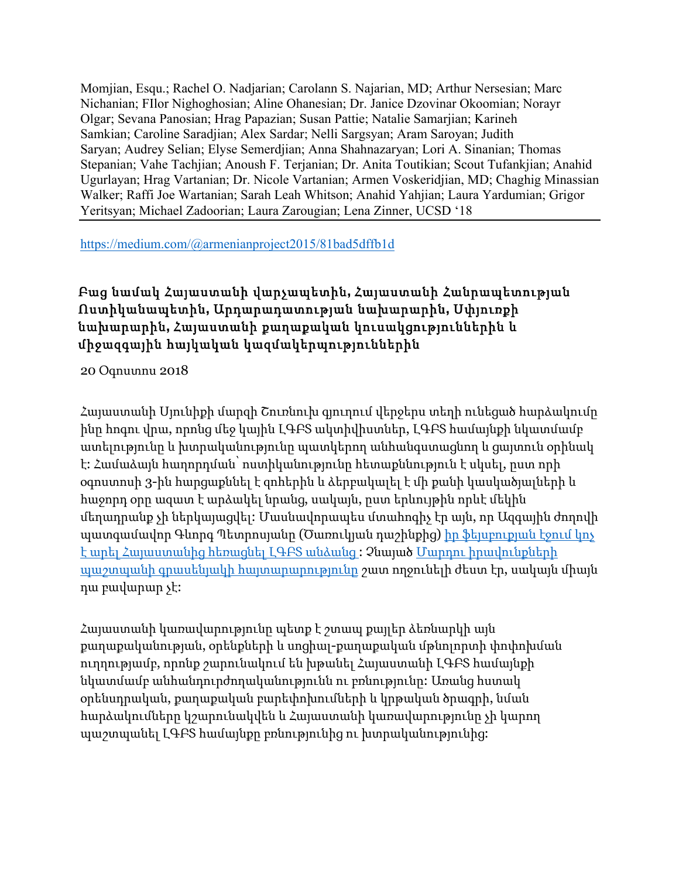Momjian, Esqu.; Rachel O. Nadjarian; Carolann S. Najarian, MD; Arthur Nersesian; Marc Nichanian; FIlor Nighoghosian; Aline Ohanesian; Dr. Janice Dzovinar Okoomian; Norayr Olgar; Sevana Panosian; Hrag Papazian; Susan Pattie; Natalie Samarjian; Karineh Samkian; Caroline Saradjian; Alex Sardar; Nelli Sargsyan; Aram Saroyan; Judith Saryan; Audrey Selian; Elyse Semerdjian; Anna Shahnazaryan; Lori A. Sinanian; Thomas Stepanian; Vahe Tachjian; Anoush F. Terjanian; Dr. Anita Toutikian; Scout Tufankjian; Anahid Ugurlayan; Hrag Vartanian; Dr. Nicole Vartanian; Armen Voskeridjian, MD; Chaghig Minassian Walker; Raffi Joe Wartanian; Sarah Leah Whitson; Anahid Yahjian; Laura Yardumian; Grigor Yeritsyan; Michael Zadoorian; Laura Zarougian; Lena Zinner, UCSD '18

---

https://medium.com/@armenianproject2015/81bad5dffb1d

## Բաց նամակ Հայաստանի վարչապետին, Հայաստանի Հանրապետության Ոստիկանապետին, Արդարադատության նախարարին, Սփյուռքի նախարարին, Հայաստանի քաղաքական կուսակցություններին և միջազգային հայկական կազմակերպություններին

20 Օգոստոս 2018

Հայաստանի Սյունիքի մարզի Շուռնուխ գյուղում վերջերս տեղի ունեցած հարձակումը ինը հոգու վրա, որոնց մեջ կային ԼԳԲՏ ակտիվիստներ, ԼԳԲՏ համայնքի նկատմամբ ատելությունը և խտրականությունը պատկերող անհանգստացնող և ցայտուն օրինակ է: Համաձայն հաղորդման՝ ոստիկանությունը հետաքննություն է սկսել, ըստ որի օգոստոսի 3-ին հարցաքննել է զոհերին և ձերբակալել մի քանի կասկածյալների և հաջորդ օրը ազատ է արձակել նրանց, սակայն, ըստ երևույթին որևէ մեկին մեղադրանք չի ներկայացվել: Մասնավորապես մտահոգիչ էր այն, որ Ազգային ժողովի պատգամավոր Գևորգ Պետրոսյանը (Ծառուկյան դաշինքից) իր ֆեյսբուքյան էջում կոչ է արել Հայաստանից հեռացնել ԼԳԲՏ անձանց : Չնայած Մարդու իրավունքների պաշտպանի գրասենյակի հայտարարությունը շատ ողջունելի ժեստ էր, սակայն միայն դա բավարար չէ:

Հայաստանի կառավարությունը պետք է շտապ քայլեր ձեռնարկի այն քաղաքականության, օրենքների և սոցիալ-քաղաքական մթնոլորտի փոփոխման ուղղությամբ, որոնք շարունակում են խթանել Հայաստանի ԼԳԲՏ համայնքի նկատմամբ անհանդուրժողականությունն ու բռնությունը: Առանց հստակ օրենսդրական, քաղաքական բարեփոխումների և կրթական ծրագրի, նման հարձակումները կշարունակվեն և Հայաստանի կառավարությունը չի կարող պաշտպանել ԼԳԲՏ համայնքը բռնությունից ու խտրականությունից: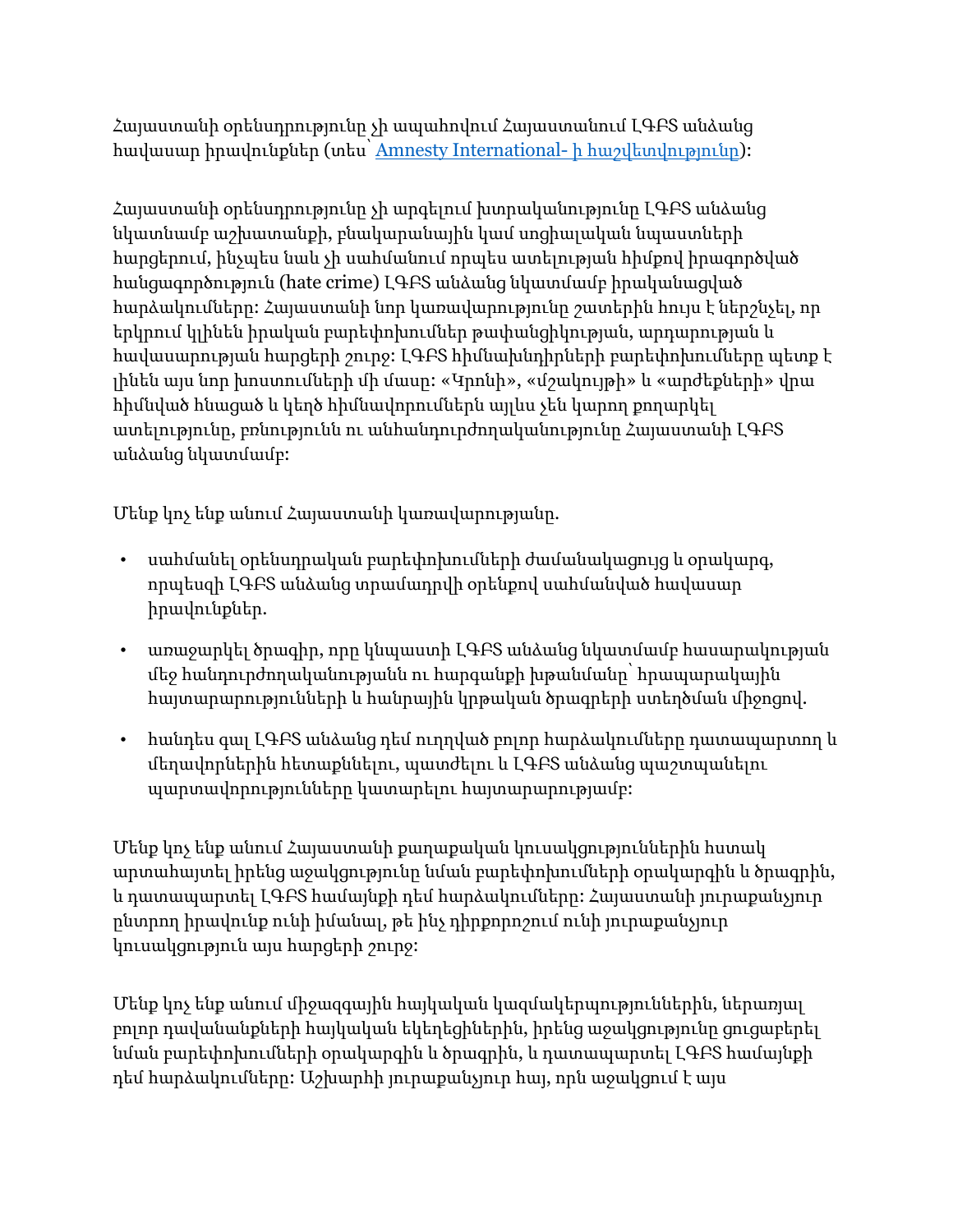Հայաստանի օրենսդրությունը չի ապահովում Հայաստանում ԼԳԲՏ անձանց հավասար իրավունքներ (տես՝ Amnesty International- ի հաշվետվությունը):

Հայաստանի օրենսդրությունը չի արգելում խտրականությունը ԼԳԲՏ անձանց նկատմամբ աշխատանքի, բնակարանային կամ սոցիալական նպաստների հարցերում, ինչպես նաև չի սահմանում որպես ատելության հիմքով իրագործված հանցագործություն (hate crime) ԼԳԲՏ անձանց նկատմամբ իրականացված հարձակումները: Հայաստանի նոր կառավարությունը շատերին հույս է ներշնչել, որ երկրում կլինեն իրական բարեփոխումներ թափանցիկության, արդարության և հավասարության հարցերի շուրջ: ԼԳԲՏ հիմնախնդիրների բարեփոխումները պետք է լինեն այս նոր խոստումների մի մասը: «Կրոնի», «մշակույթի» և «արժեքների» վրա հիմնված հնացած և կեղծ հիմնավորումներն այլևս չեն կարող քողարկել ատելությունը, բռնությունն ու անհանդուրժողականությունը Հայաստանի ԼԳԲՏ անձանց նկատմամբ:

Մենք կոչ ենք անում Հայաստանի կառավարությանը.

- սահմանել օրենսդրական բարեփոխումների ժամանակացույց և օրակարգ, որպեսզի ԼԳԲՏ անձանց տրամադրվի օրենքով սահմանված հավասար իրավունքներ.
- առաջարկել ծրագիր, որը կնպաստի ԼԳԲՏ անձանց նկատմամբ հասարակության մեջ հանդուրժողականությանն ու հարգանքի խթանմանը՝ հրապարակային հայտարարությունների և հանրային կրթական ծրագրերի ստեղծման միջոցով.
- հանդես գալ ԼԳԲՏ անձանց դեմ ուղղված բոլոր հարձակումները դատապարտող և մեղավորներին հետաքննելու, պատժելու և ԼԳԲՏ անձանց պաշտպանելու պարտավորությունները կատարելու հայտարարությամբ:

Մենք կոչ ենք անում Հայաստանի քաղաքական կուսակցություններին հստակ արտահայտել իրենց աջակցությունը նման բարեփոխումների օրակարգին և ծրագրին, և դատապարտել ԼԳԲՏ համայնքի դեմ հարձակումները: Հայաստանի յուրաքանչյուր ընտրող իրավունք ունի իմանալ, թե ինչ դիրքորոշում ունի յուրաքանչյուր կուսակցություն այս հարցերի շուրջ:

Մենք կոչ ենք անում միջազգային հայկական կազմակերպություններին, ներառյալ բոլոր դավանանքների հայկական եկեղեցիներին, իրենց աջակցությունը ցուցաբերել նման բարեփոխումների օրակարգին և ծրագրին, և դատապարտել ԼԳԲՏ համայնքի դեմ հարձակումները: Աշխարհի յուրաքանչյուր հայ, որն աջակցում է այս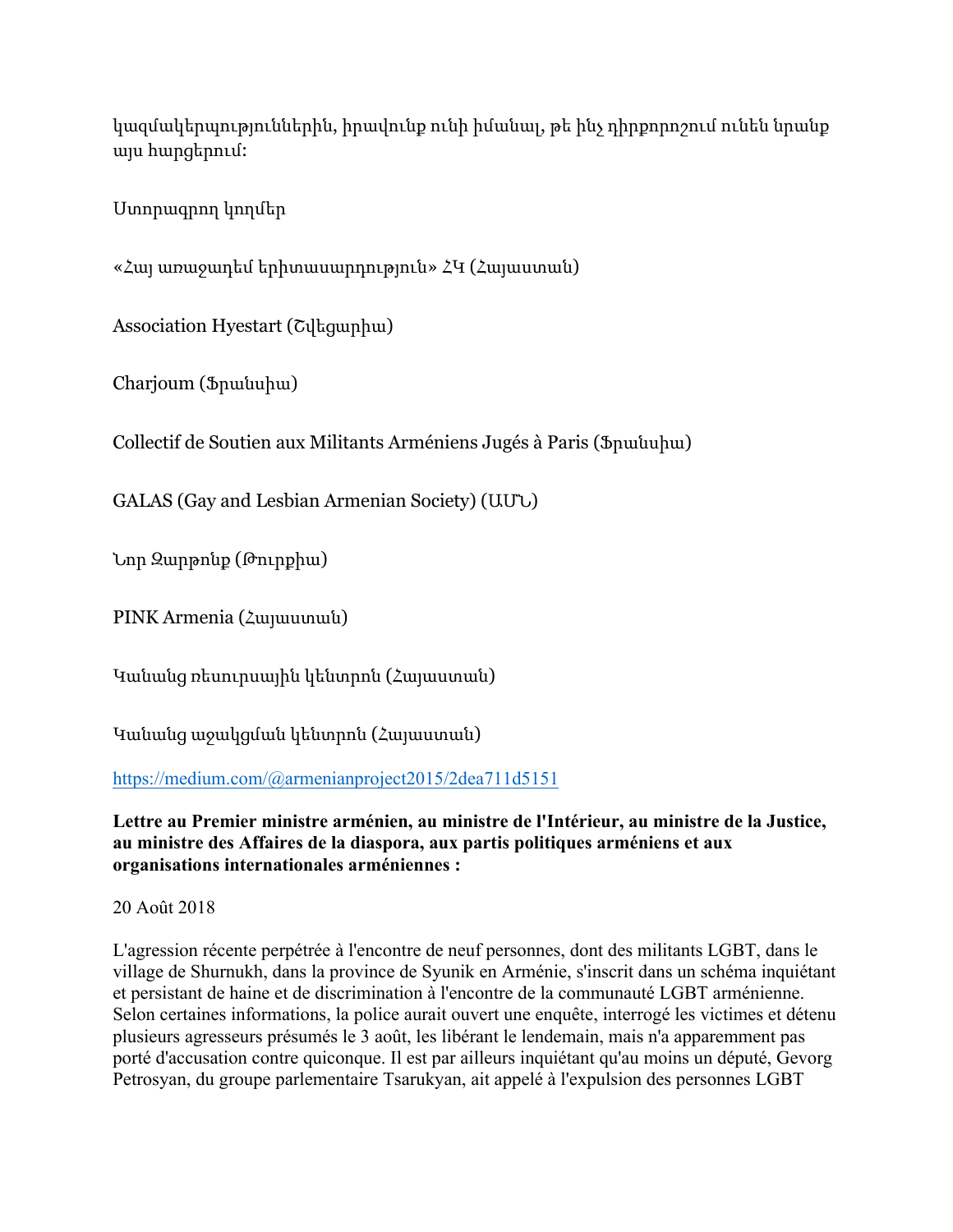կազմակերպություններին, իրավունք ունի իմանալ, թե ինչ դիրքորոշում ունեն նրանք այս հարցերում:

Ստորագրող կողմեր

«Հայ առաջադեմ երիտասարդություն» ՀԿ (Հայաստան)

Association Hyestart (Շվեցարիա)

Charjoum (Ֆրանսիա)

Collectif de Soutien aux Militants Arméniens Jugés à Paris (Ֆրանսիա)

GALAS (Gay and Lesbian Armenian Society) (ԱՄՆ)

Նոր Զարթոնք (Թուրքիա)

PINK Armenia (Հայաստան)

Կանանց ռեսուրսային կենտրոն (Հայաստան)

Կանանց աջակցման կենտրոն (Հայաստան)

https://medium.com/@armenianproject2015/2dea711d5151

**Lettre au Premier ministre arménien, au ministre de l'Intérieur, au ministre de la Justice, au ministre des Affaires de la diaspora, aux partis politiques arméniens et aux organisations internationales arméniennes :**

20 Août 2018

L'agression récente perpétrée à l'encontre de neuf personnes, dont des militants LGBT, dans le village de Shurnukh, dans la province de Syunik en Arménie, s'inscrit dans un schéma inquiétant et persistant de haine et de discrimination à l'encontre de la communauté LGBT arménienne. Selon certaines informations, la police aurait ouvert une enquête, interrogé les victimes et détenu plusieurs agresseurs présumés le 3 août, les libérant le lendemain, mais n'a apparemment pas porté d'accusation contre quiconque. Il est par ailleurs inquiétant qu'au moins un député, Gevorg Petrosyan, du groupe parlementaire Tsarukyan, ait appelé à l'expulsion des personnes LGBT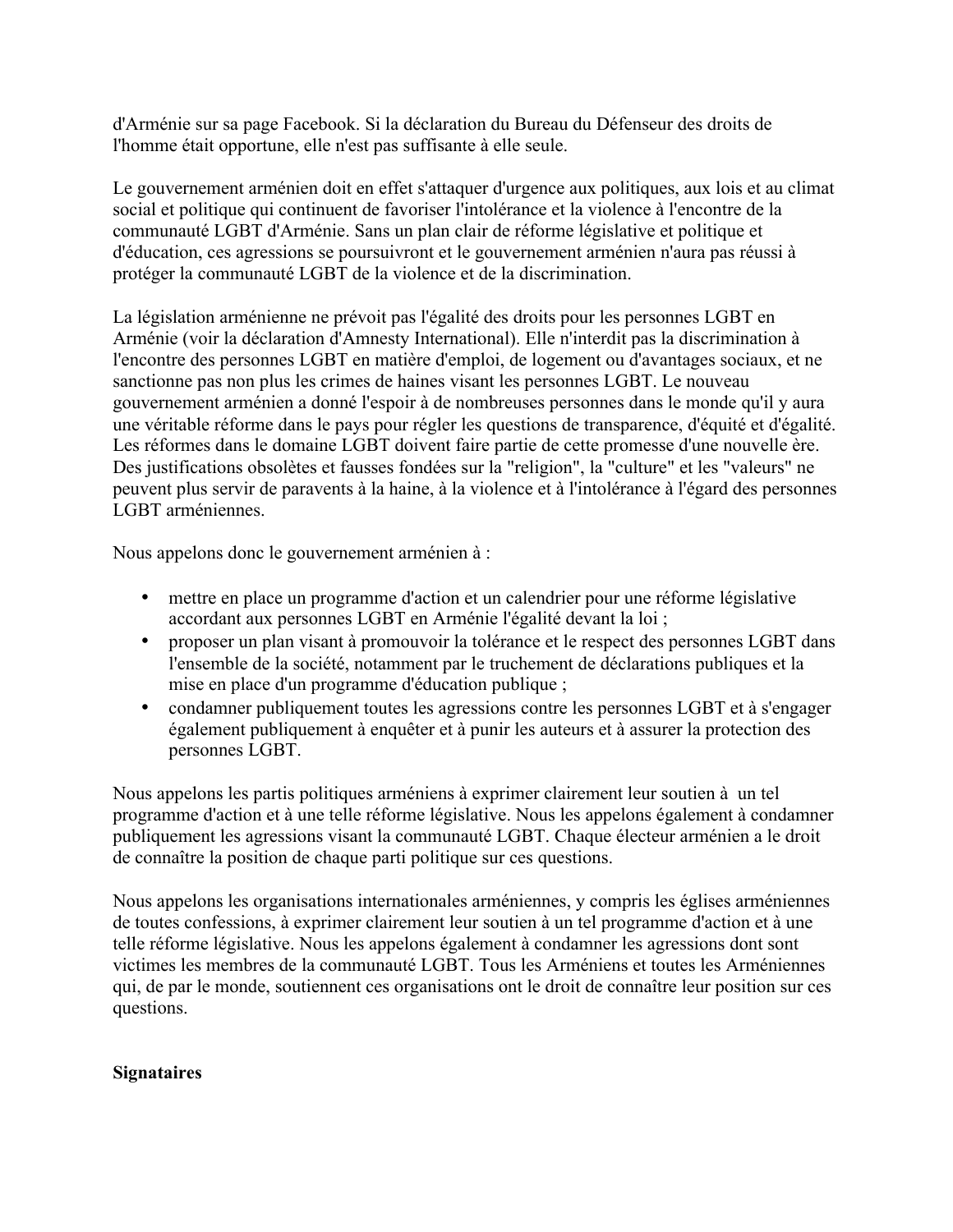d'Arménie sur sa page Facebook. Si la déclaration du Bureau du Défenseur des droits de l'homme était opportune, elle n'est pas suffisante à elle seule.

Le gouvernement arménien doit en effet s'attaquer d'urgence aux politiques, aux lois et au climat social et politique qui continuent de favoriser l'intolérance et la violence à l'encontre de la communauté LGBT d'Arménie. Sans un plan clair de réforme législative et politique et d'éducation, ces agressions se poursuivront et le gouvernement arménien n'aura pas réussi à protéger la communauté LGBT de la violence et de la discrimination.

La législation arménienne ne prévoit pas l'égalité des droits pour les personnes LGBT en Arménie (voir la déclaration d'Amnesty International). Elle n'interdit pas la discrimination à l'encontre des personnes LGBT en matière d'emploi, de logement ou d'avantages sociaux, et ne sanctionne pas non plus les crimes de haines visant les personnes LGBT. Le nouveau gouvernement arménien a donné l'espoir à de nombreuses personnes dans le monde qu'il y aura une véritable réforme dans le pays pour régler les questions de transparence, d'équité et d'égalité. Les réformes dans le domaine LGBT doivent faire partie de cette promesse d'une nouvelle ère. Des justifications obsolètes et fausses fondées sur la "religion", la "culture" et les "valeurs" ne peuvent plus servir de paravents à la haine, à la violence et à l'intolérance à l'égard des personnes LGBT arméniennes.

Nous appelons donc le gouvernement arménien à :

- mettre en place un programme d'action et un calendrier pour une réforme législative accordant aux personnes LGBT en Arménie l'égalité devant la loi ;
- proposer un plan visant à promouvoir la tolérance et le respect des personnes LGBT dans l'ensemble de la société, notamment par le truchement de déclarations publiques et la mise en place d'un programme d'éducation publique ;
- condamner publiquement toutes les agressions contre les personnes LGBT et à s'engager également publiquement à enquêter et à punir les auteurs et à assurer la protection des personnes LGBT.

Nous appelons les partis politiques arméniens à exprimer clairement leur soutien à un tel programme d'action et à une telle réforme législative. Nous les appelons également à condamner publiquement les agressions visant la communauté LGBT. Chaque électeur arménien a le droit de connaître la position de chaque parti politique sur ces questions.

Nous appelons les organisations internationales arméniennes, y compris les églises arméniennes de toutes confessions, à exprimer clairement leur soutien à un tel programme d'action et à une telle réforme législative. Nous les appelons également à condamner les agressions dont sont victimes les membres de la communauté LGBT. Tous les Arméniens et toutes les Arméniennes qui, de par le monde, soutiennent ces organisations ont le droit de connaître leur position sur ces questions.

**Signataires**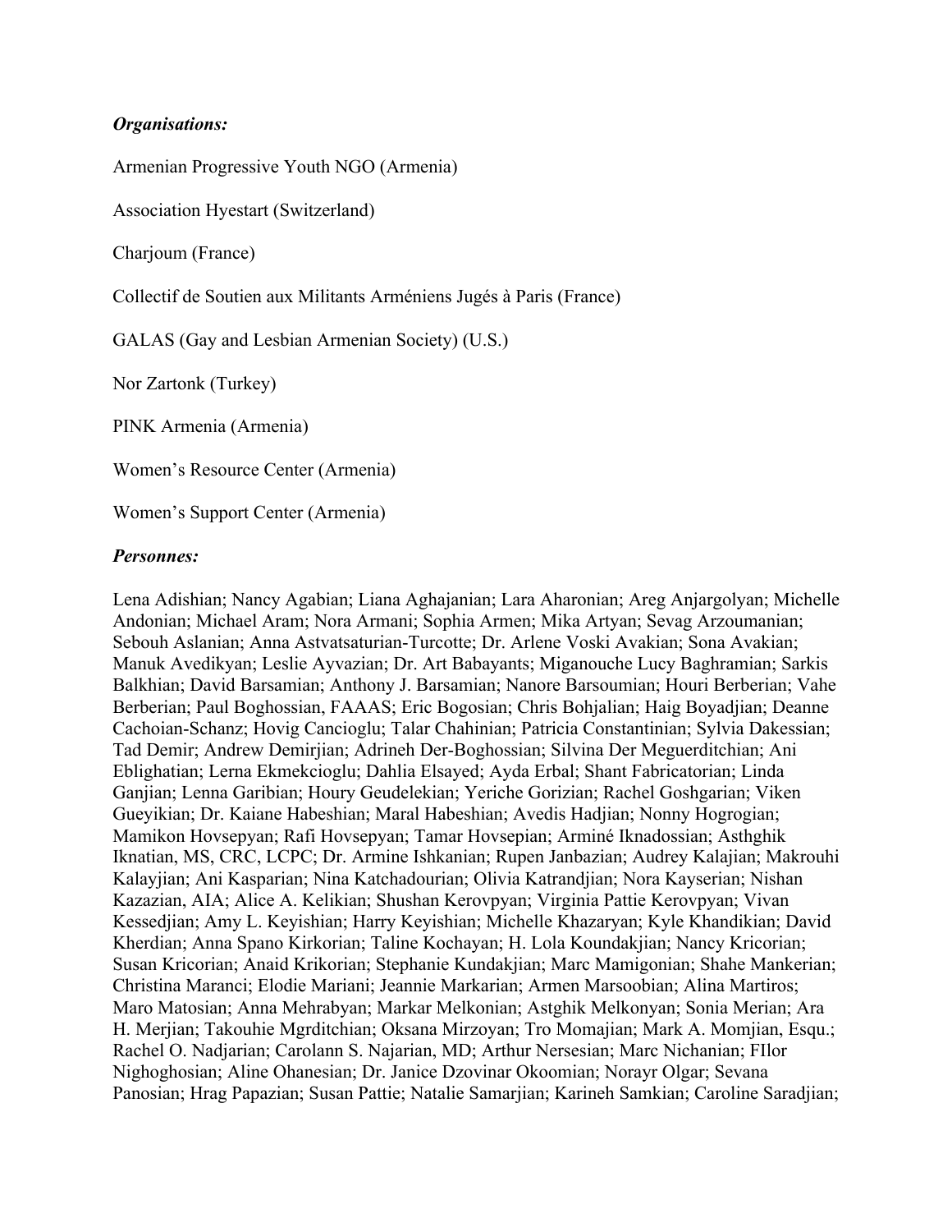***Organisations:***

Armenian Progressive Youth NGO (Armenia)

Association Hyestart (Switzerland)

Charjoum (France)

Collectif de Soutien aux Militants Arméniens Jugés à Paris (France)

GALAS (Gay and Lesbian Armenian Society) (U.S.)

Nor Zartonk (Turkey)

PINK Armenia (Armenia)

Women's Resource Center (Armenia)

Women's Support Center (Armenia)

***Personnes:***

Lena Adishian; Nancy Agabian; Liana Aghajanian; Lara Aharonian; Areg Anjargolyan; Michelle Andonian; Michael Aram; Nora Armani; Sophia Armen; Mika Artyan; Sevag Arzoumanian; Sebouh Aslanian; Anna Astvatsaturian-Turcotte; Dr. Arlene Voski Avakian; Sona Avakian; Manuk Avedikyan; Leslie Ayvazian; Dr. Art Babayants; Miganouche Lucy Baghramian; Sarkis Balkhian; David Barsamian; Anthony J. Barsamian; Nanore Barsoumian; Houri Berberian; Vahe Berberian; Paul Boghossian, FAAAS; Eric Bogosian; Chris Bohjalian; Haig Boyadjian; Deanne Cachoian-Schanz; Hovig Cancioglu; Talar Chahinian; Patricia Constantinian; Sylvia Dakessian; Tad Demir; Andrew Demirjian; Adrineh Der-Boghossian; Silvina Der Meguerditchian; Ani Eblighatian; Lerna Ekmekcioglu; Dahlia Elsayed; Ayda Erbal; Shant Fabricatorian; Linda Ganjian; Lenna Garibian; Houry Geudelekian; Yeriche Gorizian; Rachel Goshgarian; Viken Gueyikian; Dr. Kaiane Habeshian; Maral Habeshian; Avedis Hadjian; Nonny Hogrogian; Mamikon Hovsepyan; Rafi Hovsepyan; Tamar Hovsepian; Arminé Iknadossian; Asthghik Iknatian, MS, CRC, LCPC; Dr. Armine Ishkanian; Rupen Janbazian; Audrey Kalajian; Makrouhi Kalayjian; Ani Kasparian; Nina Katchadourian; Olivia Katrandjian; Nora Kayserian; Nishan Kazazian, AIA; Alice A. Kelikian; Shushan Kerovpyan; Virginia Pattie Kerovpyan; Vivan Kessedjian; Amy L. Keyishian; Harry Keyishian; Michelle Khazaryan; Kyle Khandikian; David Kherdian; Anna Spano Kirkorian; Taline Kochayan; H. Lola Koundakjian; Nancy Kricorian; Susan Kricorian; Anaid Krikorian; Stephanie Kundakjian; Marc Mamigonian; Shahe Mankerian; Christina Maranci; Elodie Mariani; Jeannie Markarian; Armen Marsoobian; Alina Martiros; Maro Matosian; Anna Mehrabyan; Markar Melkonian; Astghik Melkonyan; Sonia Merian; Ara H. Merjian; Takouhie Mgrditchian; Oksana Mirzoyan; Tro Momajian; Mark A. Momjian, Esqu.; Rachel O. Nadjarian; Carolann S. Najarian, MD; Arthur Nersesian; Marc Nichanian; FIlor Nighoghosian; Aline Ohanesian; Dr. Janice Dzovinar Okoomian; Norayr Olgar; Sevana Panosian; Hrag Papazian; Susan Pattie; Natalie Samarjian; Karineh Samkian; Caroline Saradjian;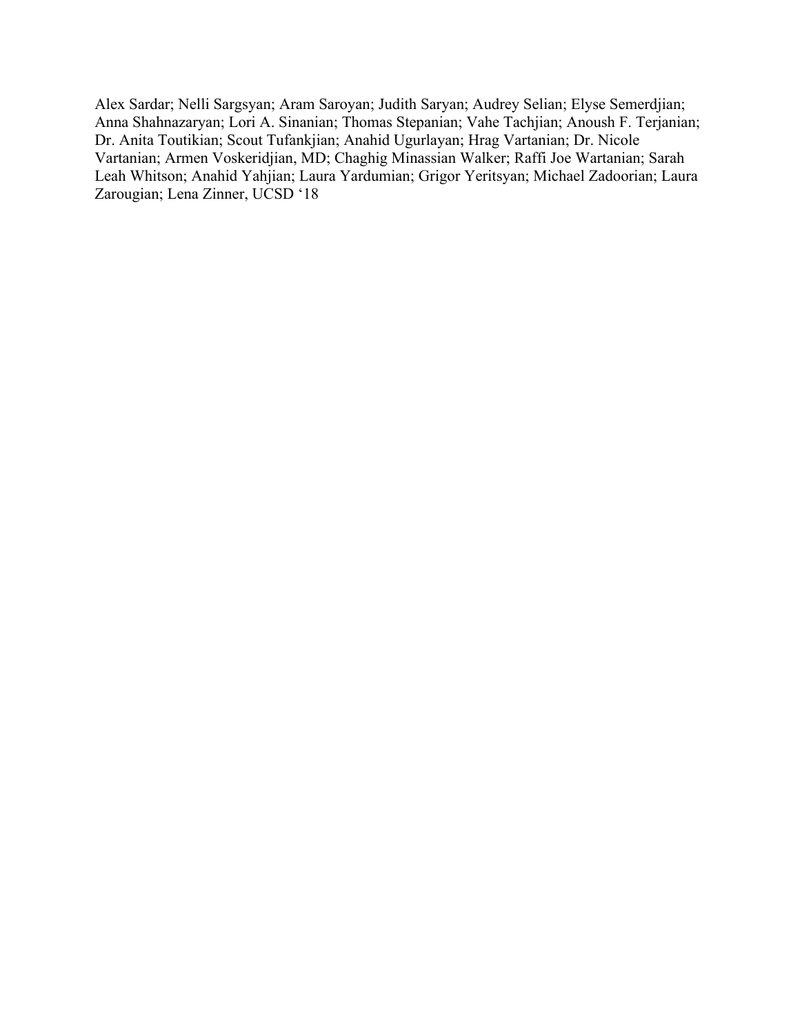Alex Sardar; Nelli Sargsyan; Aram Saroyan; Judith Saryan; Audrey Selian; Elyse Semerdjian; Anna Shahnazaryan; Lori A. Sinanian; Thomas Stepanian; Vahe Tachjian; Anoush F. Terjanian; Dr. Anita Toutikian; Scout Tufankjian; Anahid Ugurlayan; Hrag Vartanian; Dr. Nicole Vartanian; Armen Voskeridjian, MD; Chaghig Minassian Walker; Raffi Joe Wartanian; Sarah Leah Whitson; Anahid Yahjian; Laura Yardumian; Grigor Yeritsyan; Michael Zadoorian; Laura Zarougian; Lena Zinner, UCSD '18